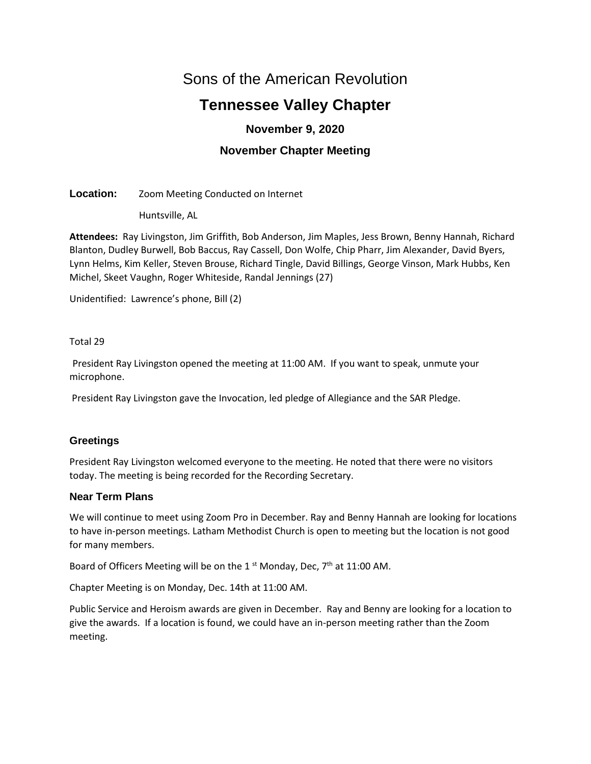# Sons of the American Revolution

## Tennessee Valley Chapter

### November 9, 2020

### November Chapter Meeting

**Location:** Zoom Meeting Conducted on Internet

Huntsville, AL

**Attendees:** Ray Livingston, Jim Griffith, Bob Anderson, Jim Maples, Jess Brown, Benny Hannah, Richard Blanton, Dudley Burwell, Bob Baccus, Ray Cassell, Don Wolfe, Chip Pharr, Jim Alexander, David Byers, Lynn Helms, Kim Keller, Steven Brouse, Richard Tingle, David Billings, George Vinson, Mark Hubbs, Ken Michel, Skeet Vaughn, Roger Whiteside, Randal Jennings (27)

Unidentified: Lawrence's phone, Bill (2)

Total 29

President Ray Livingston opened the meeting at 11:00 AM. If you want to speak, unmute your microphone.

President Ray Livingston gave the Invocation, led pledge of Allegiance and the SAR Pledge.

### Greetings

President Ray Livingston welcomed everyone to the meeting. He noted that there were no visitors today. The meeting is being recorded for the Recording Secretary.

### Near Term Plans

We will continue to meet using Zoom Pro in December. Ray and Benny Hannah are looking for locations to have in-person meetings. Latham Methodist Church is open to meeting but the location is not good for many members.

Board of Officers Meeting will be on the 1st Monday, Dec, 7th at 11:00 AM.

Chapter Meeting is on Monday, Dec. 14th at 11:00 AM.

Public Service and Heroism awards are given in December. Ray and Benny are looking for a location to give the awards. If a location is found, we could have an in-person meeting rather than the Zoom meeting.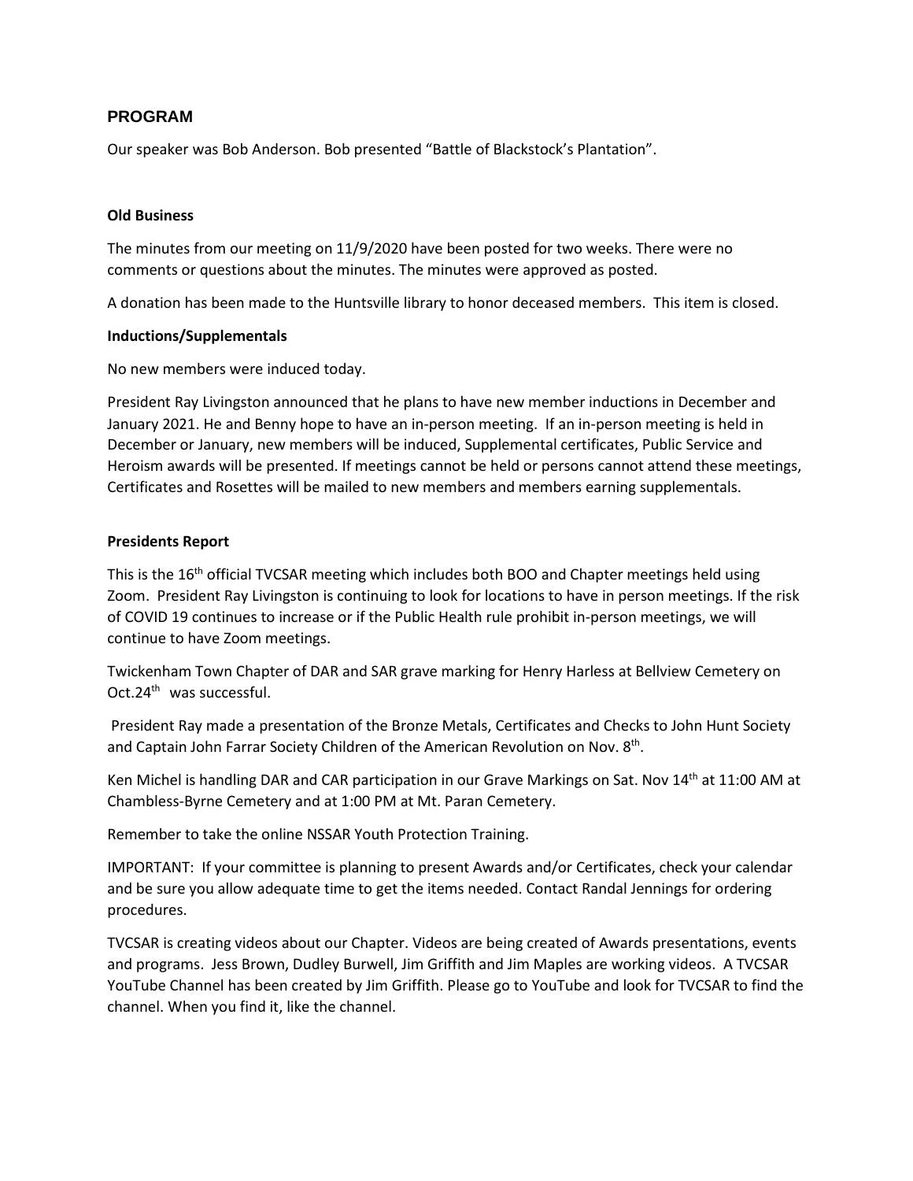## PROGRAM

Our speaker was Bob Anderson. Bob presented "Battle of Blackstock's Plantation".

**Old Business**

The minutes from our meeting on 11/9/2020 have been posted for two weeks. There were no comments or questions about the minutes. The minutes were approved as posted.

A donation has been made to the Huntsville library to honor deceased members. This item is closed.

**Inductions/Supplementals**

No new members were induced today.

President Ray Livingston announced that he plans to have new member inductions in December and January 2021. He and Benny hope to have an in-person meeting. If an in-person meeting is held in December or January, new members will be induced, Supplemental certificates, Public Service and Heroism awards will be presented. If meetings cannot be held or persons cannot attend these meetings, Certificates and Rosettes will be mailed to new members and members earning supplementals.

**Presidents Report**

This is the 16th official TVCSAR meeting which includes both BOO and Chapter meetings held using Zoom. President Ray Livingston is continuing to look for locations to have in person meetings. If the risk of COVID 19 continues to increase or if the Public Health rule prohibit in-person meetings, we will continue to have Zoom meetings.

Twickenham Town Chapter of DAR and SAR grave marking for Henry Harless at Bellview Cemetery on Oct.24th was successful.

President Ray made a presentation of the Bronze Metals, Certificates and Checks to John Hunt Society and Captain John Farrar Society Children of the American Revolution on Nov. 8th.

Ken Michel is handling DAR and CAR participation in our Grave Markings on Sat. Nov 14th at 11:00 AM at Chambless-Byrne Cemetery and at 1:00 PM at Mt. Paran Cemetery.

Remember to take the online NSSAR Youth Protection Training.

IMPORTANT: If your committee is planning to present Awards and/or Certificates, check your calendar and be sure you allow adequate time to get the items needed. Contact Randal Jennings for ordering procedures.

TVCSAR is creating videos about our Chapter. Videos are being created of Awards presentations, events and programs. Jess Brown, Dudley Burwell, Jim Griffith and Jim Maples are working videos. A TVCSAR YouTube Channel has been created by Jim Griffith. Please go to YouTube and look for TVCSAR to find the channel. When you find it, like the channel.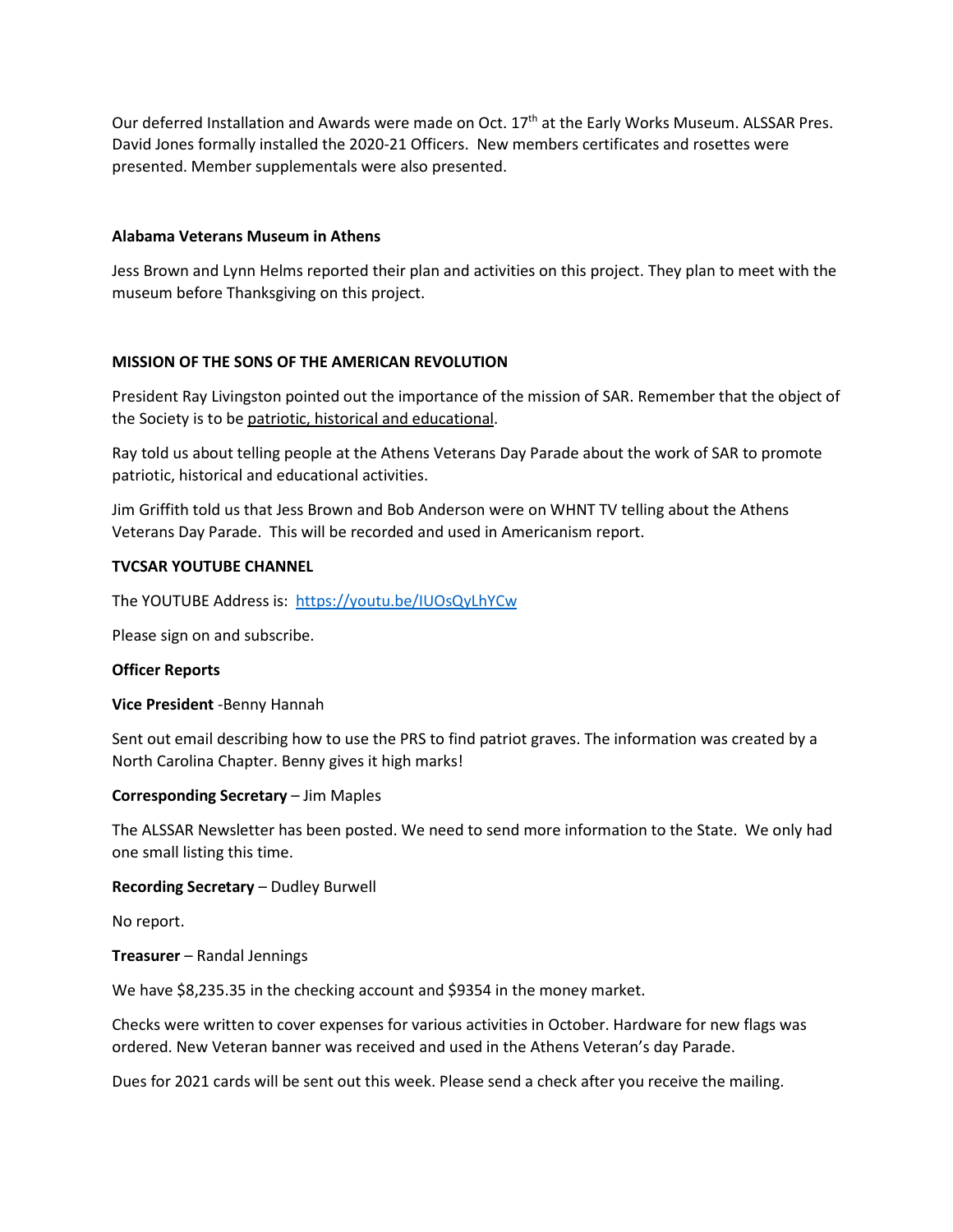Our deferred Installation and Awards were made on Oct. 17th at the Early Works Museum. ALSSAR Pres. David Jones formally installed the 2020-21 Officers. New members certificates and rosettes were presented. Member supplementals were also presented.

**Alabama Veterans Museum in Athens**

Jess Brown and Lynn Helms reported their plan and activities on this project. They plan to meet with the museum before Thanksgiving on this project.

**MISSION OF THE SONS OF THE AMERICAN REVOLUTION**

President Ray Livingston pointed out the importance of the mission of SAR. Remember that the object of the Society is to be patriotic, historical and educational.

Ray told us about telling people at the Athens Veterans Day Parade about the work of SAR to promote patriotic, historical and educational activities.

Jim Griffith told us that Jess Brown and Bob Anderson were on WHNT TV telling about the Athens Veterans Day Parade. This will be recorded and used in Americanism report.

**TVCSAR YOUTUBE CHANNEL**

The YOUTUBE Address is: https://youtu.be/IUOsQyLhYCw

Please sign on and subscribe.

**Officer Reports**

**Vice President** -Benny Hannah

Sent out email describing how to use the PRS to find patriot graves. The information was created by a North Carolina Chapter. Benny gives it high marks!

**Corresponding Secretary** – Jim Maples

The ALSSAR Newsletter has been posted. We need to send more information to the State. We only had one small listing this time.

**Recording Secretary** – Dudley Burwell

No report.

**Treasurer** – Randal Jennings

We have $8,235.35 in the checking account and $9354 in the money market.

Checks were written to cover expenses for various activities in October. Hardware for new flags was ordered. New Veteran banner was received and used in the Athens Veteran's day Parade.

Dues for 2021 cards will be sent out this week. Please send a check after you receive the mailing.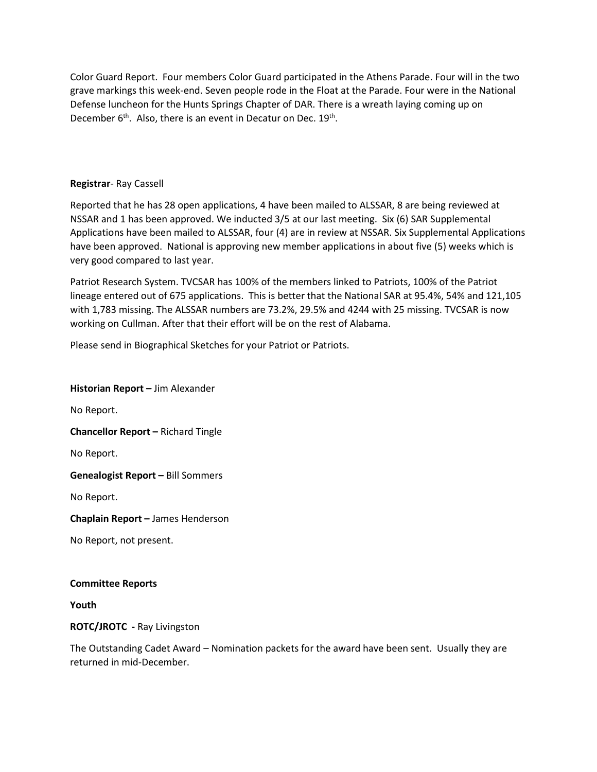Color Guard Report. Four members Color Guard participated in the Athens Parade. Four will in the two grave markings this week-end. Seven people rode in the Float at the Parade. Four were in the National Defense luncheon for the Hunts Springs Chapter of DAR. There is a wreath laying coming up on December 6th. Also, there is an event in Decatur on Dec. 19th.

**Registrar**- Ray Cassell

Reported that he has 28 open applications, 4 have been mailed to ALSSAR, 8 are being reviewed at NSSAR and 1 has been approved. We inducted 3/5 at our last meeting. Six (6) SAR Supplemental Applications have been mailed to ALSSAR, four (4) are in review at NSSAR. Six Supplemental Applications have been approved. National is approving new member applications in about five (5) weeks which is very good compared to last year.

Patriot Research System. TVCSAR has 100% of the members linked to Patriots, 100% of the Patriot lineage entered out of 675 applications. This is better that the National SAR at 95.4%, 54% and 121,105 with 1,783 missing. The ALSSAR numbers are 73.2%, 29.5% and 4244 with 25 missing. TVCSAR is now working on Cullman. After that their effort will be on the rest of Alabama.

Please send in Biographical Sketches for your Patriot or Patriots.

**Historian Report –** Jim Alexander

No Report.

**Chancellor Report –** Richard Tingle

No Report.

**Genealogist Report –** Bill Sommers

No Report.

**Chaplain Report –** James Henderson

No Report, not present.

**Committee Reports**

**Youth**

**ROTC/JROTC -** Ray Livingston

The Outstanding Cadet Award – Nomination packets for the award have been sent. Usually they are returned in mid-December.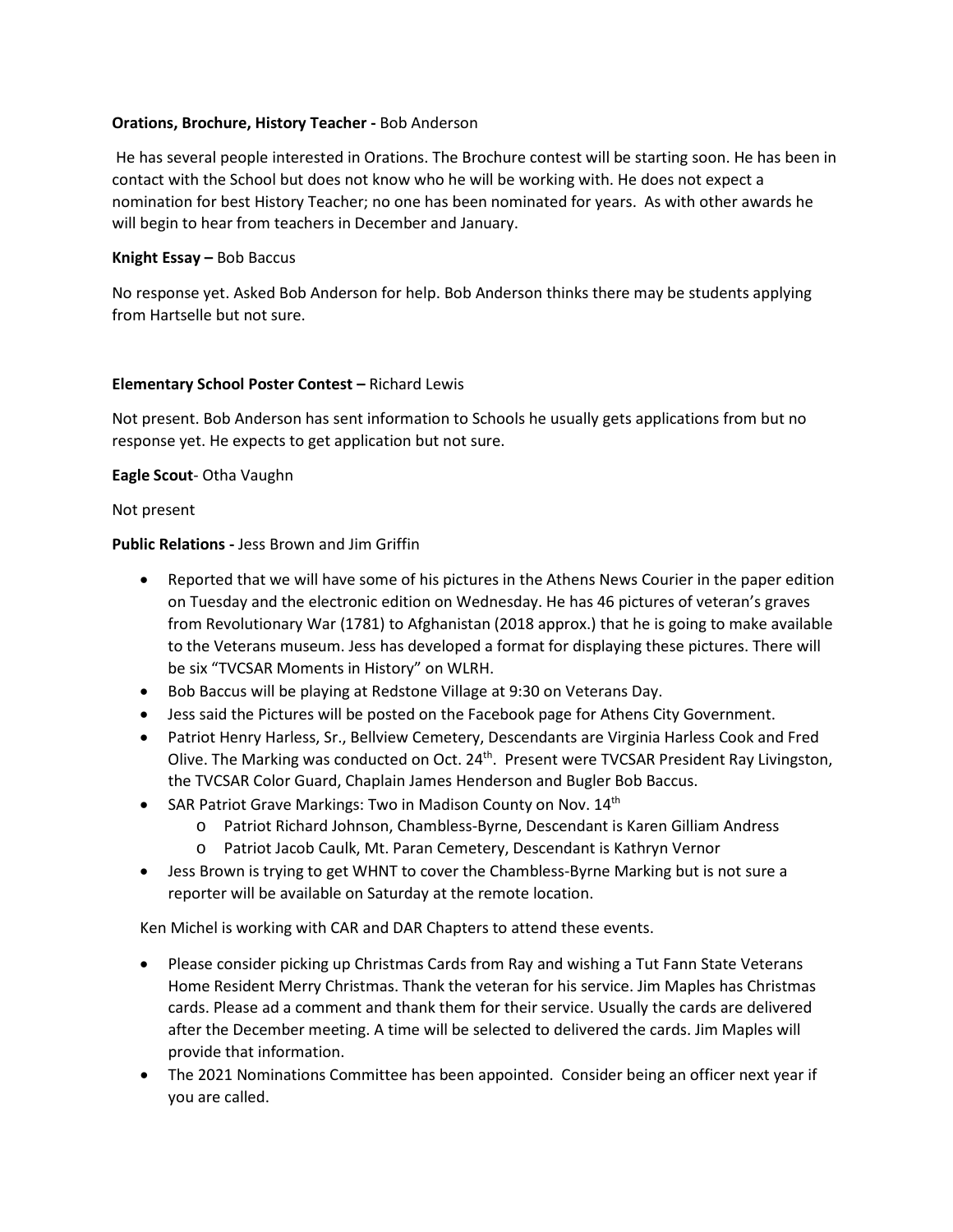**Orations, Brochure, History Teacher -** Bob Anderson

He has several people interested in Orations. The Brochure contest will be starting soon. He has been in contact with the School but does not know who he will be working with. He does not expect a nomination for best History Teacher; no one has been nominated for years. As with other awards he will begin to hear from teachers in December and January.

**Knight Essay –** Bob Baccus

No response yet. Asked Bob Anderson for help. Bob Anderson thinks there may be students applying from Hartselle but not sure.

**Elementary School Poster Contest –** Richard Lewis

Not present. Bob Anderson has sent information to Schools he usually gets applications from but no response yet. He expects to get application but not sure.

**Eagle Scout**- Otha Vaughn

Not present

**Public Relations -** Jess Brown and Jim Griffin

- Reported that we will have some of his pictures in the Athens News Courier in the paper edition on Tuesday and the electronic edition on Wednesday. He has 46 pictures of veteran's graves from Revolutionary War (1781) to Afghanistan (2018 approx.) that he is going to make available to the Veterans museum. Jess has developed a format for displaying these pictures. There will be six "TVCSAR Moments in History" on WLRH.
- Bob Baccus will be playing at Redstone Village at 9:30 on Veterans Day.
- Jess said the Pictures will be posted on the Facebook page for Athens City Government.
- Patriot Henry Harless, Sr., Bellview Cemetery, Descendants are Virginia Harless Cook and Fred Olive. The Marking was conducted on Oct. 24th. Present were TVCSAR President Ray Livingston, the TVCSAR Color Guard, Chaplain James Henderson and Bugler Bob Baccus.
- SAR Patriot Grave Markings: Two in Madison County on Nov. 14th
  - Patriot Richard Johnson, Chambless-Byrne, Descendant is Karen Gilliam Andress
  - Patriot Jacob Caulk, Mt. Paran Cemetery, Descendant is Kathryn Vernor
- Jess Brown is trying to get WHNT to cover the Chambless-Byrne Marking but is not sure a reporter will be available on Saturday at the remote location.

Ken Michel is working with CAR and DAR Chapters to attend these events.

- Please consider picking up Christmas Cards from Ray and wishing a Tut Fann State Veterans Home Resident Merry Christmas. Thank the veteran for his service. Jim Maples has Christmas cards. Please ad a comment and thank them for their service. Usually the cards are delivered after the December meeting. A time will be selected to delivered the cards. Jim Maples will provide that information.
- The 2021 Nominations Committee has been appointed. Consider being an officer next year if you are called.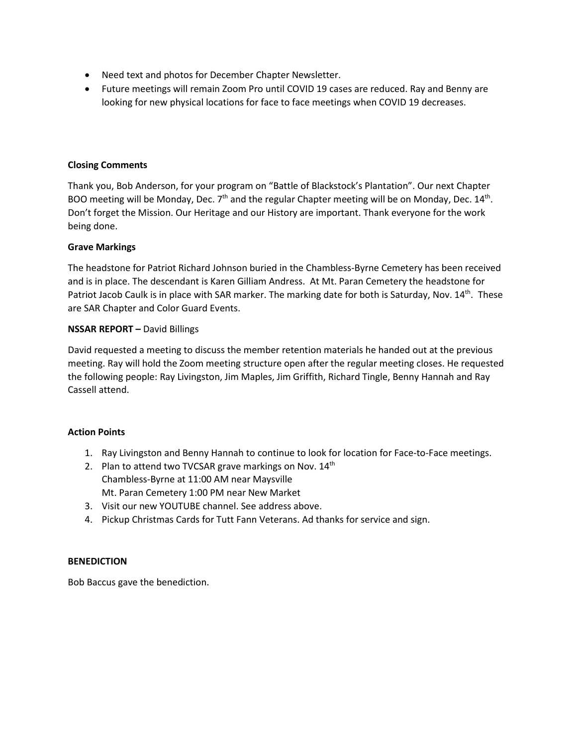- Need text and photos for December Chapter Newsletter.
- Future meetings will remain Zoom Pro until COVID 19 cases are reduced. Ray and Benny are looking for new physical locations for face to face meetings when COVID 19 decreases.

**Closing Comments**

Thank you, Bob Anderson, for your program on "Battle of Blackstock's Plantation". Our next Chapter BOO meeting will be Monday, Dec. 7th and the regular Chapter meeting will be on Monday, Dec. 14th. Don't forget the Mission. Our Heritage and our History are important. Thank everyone for the work being done.

**Grave Markings**

The headstone for Patriot Richard Johnson buried in the Chambless-Byrne Cemetery has been received and is in place. The descendant is Karen Gilliam Andress. At Mt. Paran Cemetery the headstone for Patriot Jacob Caulk is in place with SAR marker. The marking date for both is Saturday, Nov. 14th. These are SAR Chapter and Color Guard Events.

**NSSAR REPORT –** David Billings

David requested a meeting to discuss the member retention materials he handed out at the previous meeting. Ray will hold the Zoom meeting structure open after the regular meeting closes. He requested the following people: Ray Livingston, Jim Maples, Jim Griffith, Richard Tingle, Benny Hannah and Ray Cassell attend.

**Action Points**

1. Ray Livingston and Benny Hannah to continue to look for location for Face-to-Face meetings.
2. Plan to attend two TVCSAR grave markings on Nov. 14th
   Chambless-Byrne at 11:00 AM near Maysville
   Mt. Paran Cemetery 1:00 PM near New Market
3. Visit our new YOUTUBE channel. See address above.
4. Pickup Christmas Cards for Tutt Fann Veterans. Ad thanks for service and sign.

**BENEDICTION**

Bob Baccus gave the benediction.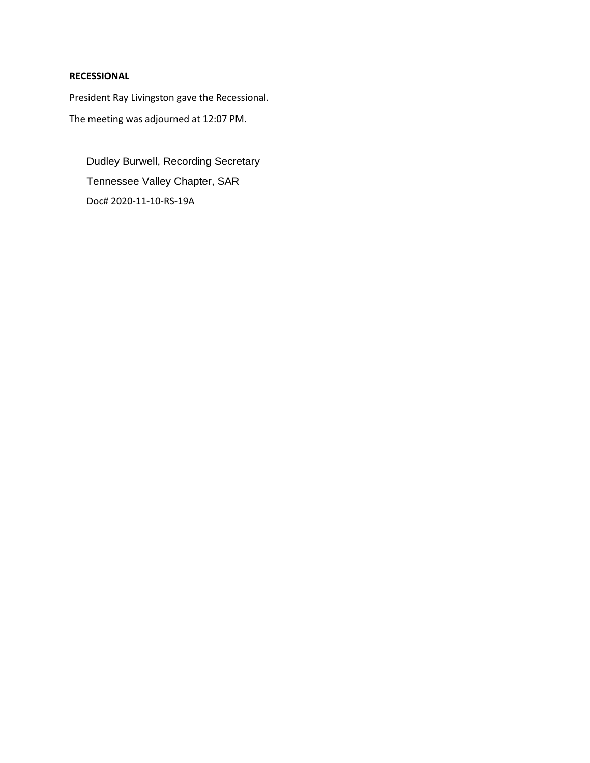**RECESSIONAL**

President Ray Livingston gave the Recessional.

The meeting was adjourned at 12:07 PM.

Dudley Burwell, Recording Secretary

Tennessee Valley Chapter, SAR

Doc# 2020-11-10-RS-19A